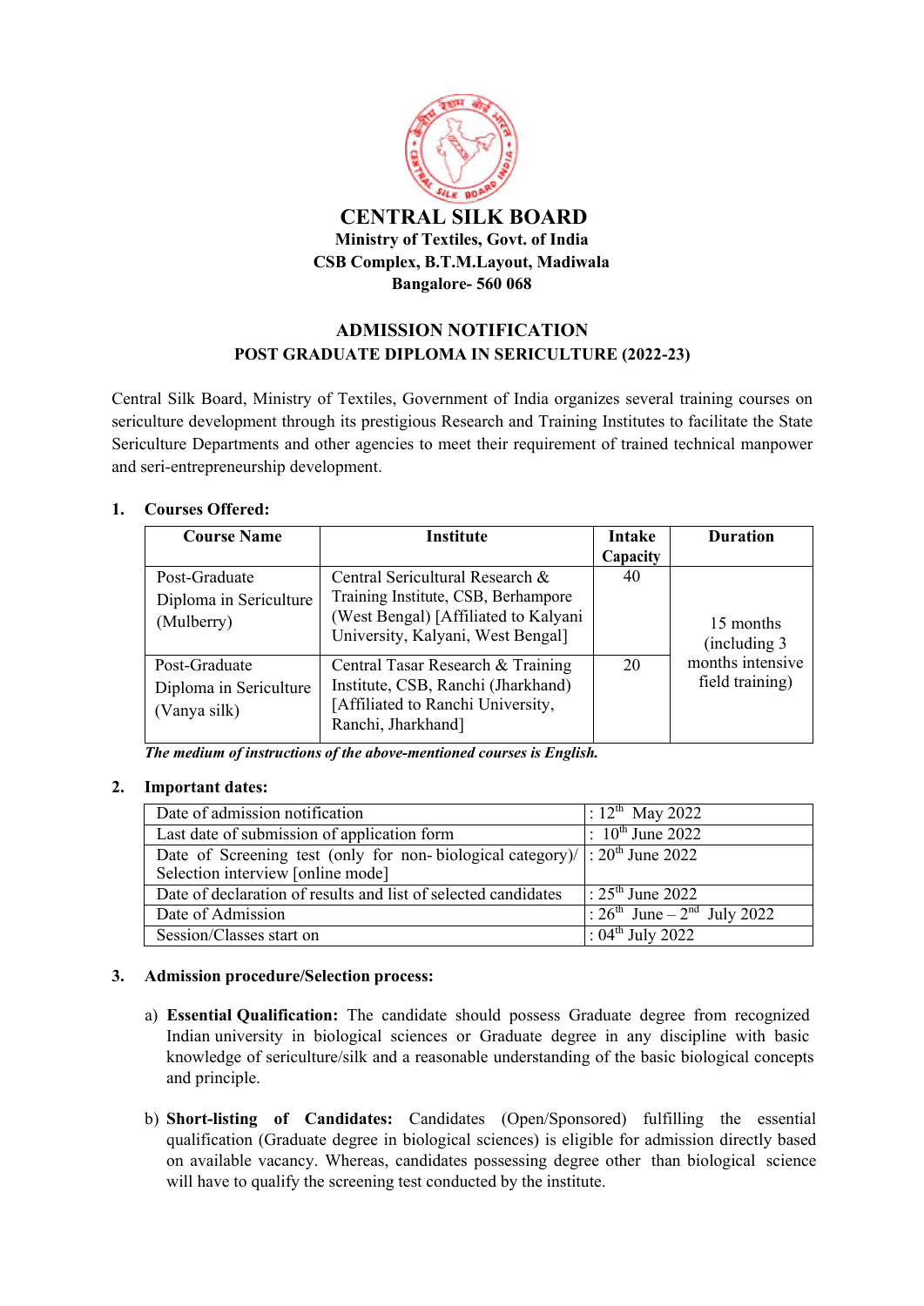# CENTRAL SILK BOARD

**Ministry of Textiles, Govt. of India**
**CSB Complex, B.T.M.Layout, Madiwala**
**Bangalore- 560 068**

## ADMISSION NOTIFICATION
### POST GRADUATE DIPLOMA IN SERICULTURE (2022-23)

Central Silk Board, Ministry of Textiles, Government of India organizes several training courses on sericulture development through its prestigious Research and Training Institutes to facilitate the State Sericulture Departments and other agencies to meet their requirement of trained technical manpower and seri-entrepreneurship development.

**1. Courses Offered:**

| Course Name | Institute | Intake Capacity | Duration |
|---|---|---|---|
| Post-Graduate Diploma in Sericulture (Mulberry) | Central Sericultural Research & Training Institute, CSB, Berhampore (West Bengal) [Affiliated to Kalyani University, Kalyani, West Bengal] | 40 | 15 months (including 3 months intensive field training) |
| Post-Graduate Diploma in Sericulture (Vanya silk) | Central Tasar Research & Training Institute, CSB, Ranchi (Jharkhand) [Affiliated to Ranchi University, Ranchi, Jharkhand] | 20 | |

***The medium of instructions of the above-mentioned courses is English.***

**2. Important dates:**

| | |
|---|---|
| Date of admission notification | : 12th May 2022 |
| Last date of submission of application form | : 10th June 2022 |
| Date of Screening test (only for non- biological category)/ Selection interview [online mode] | : 20th June 2022 |
| Date of declaration of results and list of selected candidates | : 25th June 2022 |
| Date of Admission | : 26th June – 2nd July 2022 |
| Session/Classes start on | : 04th July 2022 |

**3. Admission procedure/Selection process:**

a) **Essential Qualification:** The candidate should possess Graduate degree from recognized Indian university in biological sciences or Graduate degree in any discipline with basic knowledge of sericulture/silk and a reasonable understanding of the basic biological concepts and principle.

b) **Short-listing of Candidates:** Candidates (Open/Sponsored) fulfilling the essential qualification (Graduate degree in biological sciences) is eligible for admission directly based on available vacancy. Whereas, candidates possessing degree other than biological science will have to qualify the screening test conducted by the institute.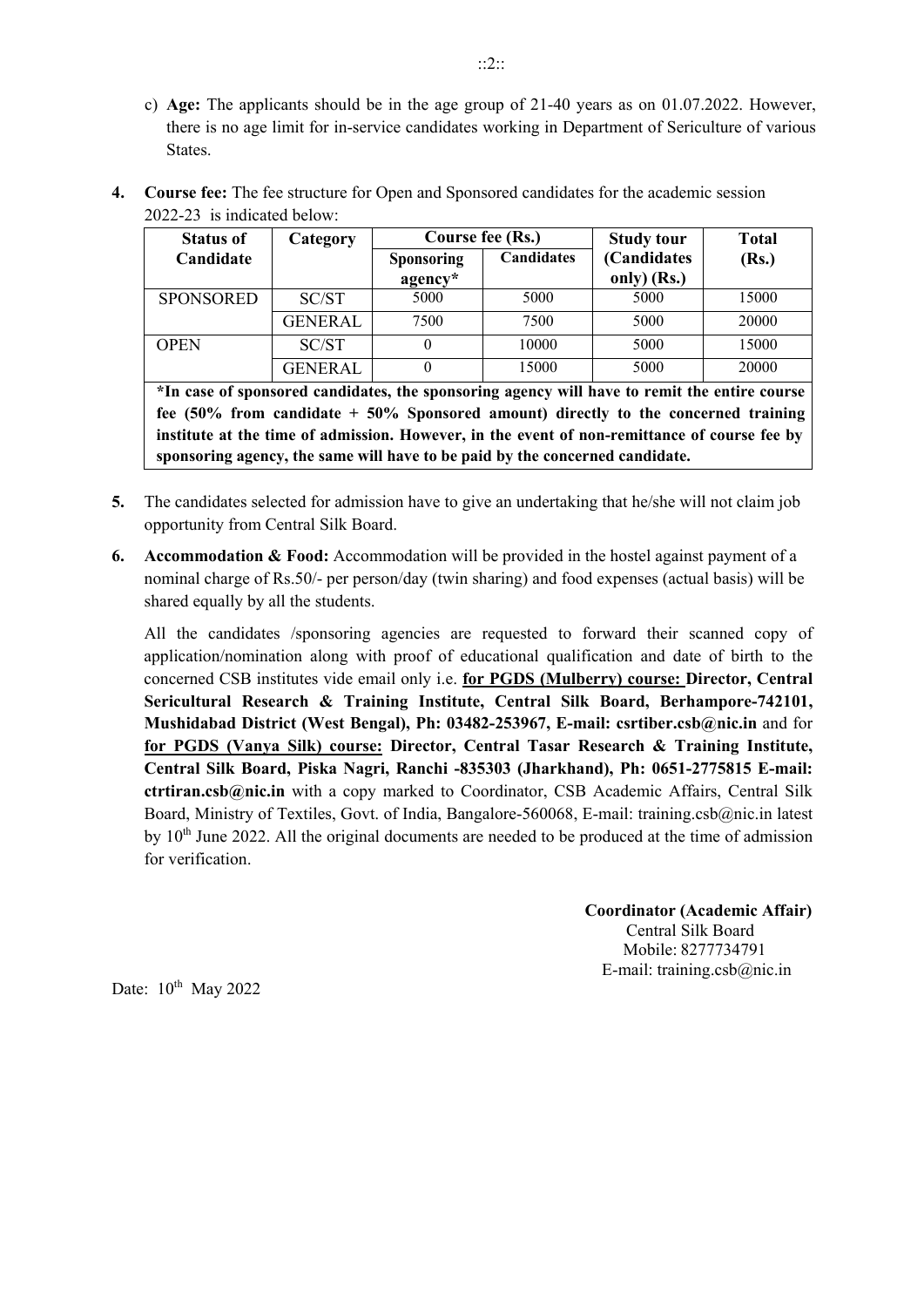c) **Age:** The applicants should be in the age group of 21-40 years as on 01.07.2022. However, there is no age limit for in-service candidates working in Department of Sericulture of various States.

**4.** **Course fee:** The fee structure for Open and Sponsored candidates for the academic session 2022-23 is indicated below:

| Status of Candidate | Category | Course fee (Rs.) | | Study tour (Candidates only) (Rs.) | Total (Rs.) |
|---|---|---|---|---|---|
| | | Sponsoring agency* | Candidates | | |
| SPONSORED | SC/ST | 5000 | 5000 | 5000 | 15000 |
| | GENERAL | 7500 | 7500 | 5000 | 20000 |
| OPEN | SC/ST | 0 | 10000 | 5000 | 15000 |
| | GENERAL | 0 | 15000 | 5000 | 20000 |

**\*In case of sponsored candidates, the sponsoring agency will have to remit the entire course fee (50% from candidate + 50% Sponsored amount) directly to the concerned training institute at the time of admission. However, in the event of non-remittance of course fee by sponsoring agency, the same will have to be paid by the concerned candidate.**

**5.** The candidates selected for admission have to give an undertaking that he/she will not claim job opportunity from Central Silk Board.

**6.** **Accommodation & Food:** Accommodation will be provided in the hostel against payment of a nominal charge of Rs.50/- per person/day (twin sharing) and food expenses (actual basis) will be shared equally by all the students.

All the candidates /sponsoring agencies are requested to forward their scanned copy of application/nomination along with proof of educational qualification and date of birth to the concerned CSB institutes vide email only i.e. **for PGDS (Mulberry) course: Director, Central Sericultural Research & Training Institute, Central Silk Board, Berhampore-742101, Mushidabad District (West Bengal), Ph: 03482-253967, E-mail: csrtiber.csb@nic.in** and for **for PGDS (Vanya Silk) course: Director, Central Tasar Research & Training Institute, Central Silk Board, Piska Nagri, Ranchi -835303 (Jharkhand), Ph: 0651-2775815 E-mail: ctrtiran.csb@nic.in** with a copy marked to Coordinator, CSB Academic Affairs, Central Silk Board, Ministry of Textiles, Govt. of India, Bangalore-560068, E-mail: training.csb@nic.in latest by 10th June 2022. All the original documents are needed to be produced at the time of admission for verification.

**Coordinator (Academic Affair)**
Central Silk Board
Mobile: 8277734791
E-mail: training.csb@nic.in

Date: 10th May 2022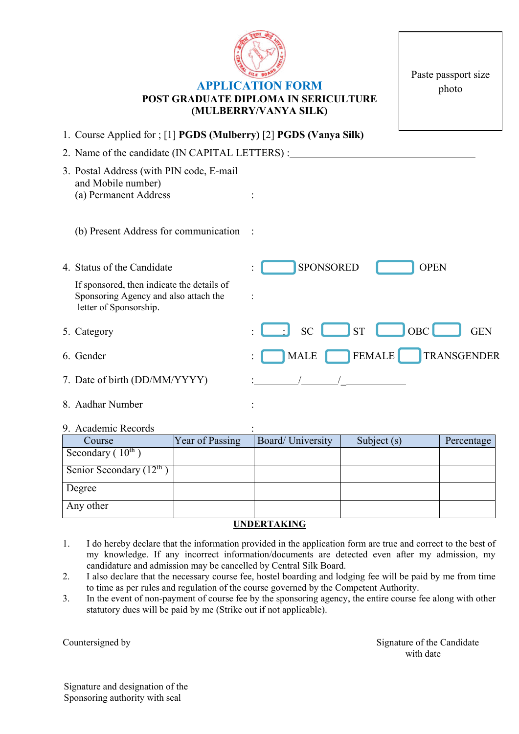# APPLICATION FORM

**POST GRADUATE DIPLOMA IN SERICULTURE (MULBERRY/VANYA SILK)**

Paste passport size photo

1. Course Applied for ; [1] **PGDS (Mulberry)** [2] **PGDS (Vanya Silk)**
2. Name of the candidate (IN CAPITAL LETTERS) :_______________________________________
3. Postal Address (with PIN code, E-mail and Mobile number)
   (a) Permanent Address :

   (b) Present Address for communication :

4. Status of the Candidate : ☐ SPONSORED ☐ OPEN

   If sponsored, then indicate the details of Sponsoring Agency and also attach the letter of Sponsorship. :

5. Category : ☐ SC ☐ ST ☐ OBC ☐ GEN
6. Gender : ☐ MALE ☐ FEMALE ☐ TRANSGENDER
7. Date of birth (DD/MM/YYYY) :_________/_______/_____________
8. Aadhar Number :
9. Academic Records :

| Course | Year of Passing | Board/ University | Subject (s) | Percentage |
|---|---|---|---|---|
| Secondary ( 10th ) | | | | |
| Senior Secondary (12th ) | | | | |
| Degree | | | | |
| Any other | | | | |

**UNDERTAKING**

1. I do hereby declare that the information provided in the application form are true and correct to the best of my knowledge. If any incorrect information/documents are detected even after my admission, my candidature and admission may be cancelled by Central Silk Board.
2. I also declare that the necessary course fee, hostel boarding and lodging fee will be paid by me from time to time as per rules and regulation of the course governed by the Competent Authority.
3. In the event of non-payment of course fee by the sponsoring agency, the entire course fee along with other statutory dues will be paid by me (Strike out if not applicable).

Countersigned by

Signature of the Candidate with date

Signature and designation of the Sponsoring authority with seal